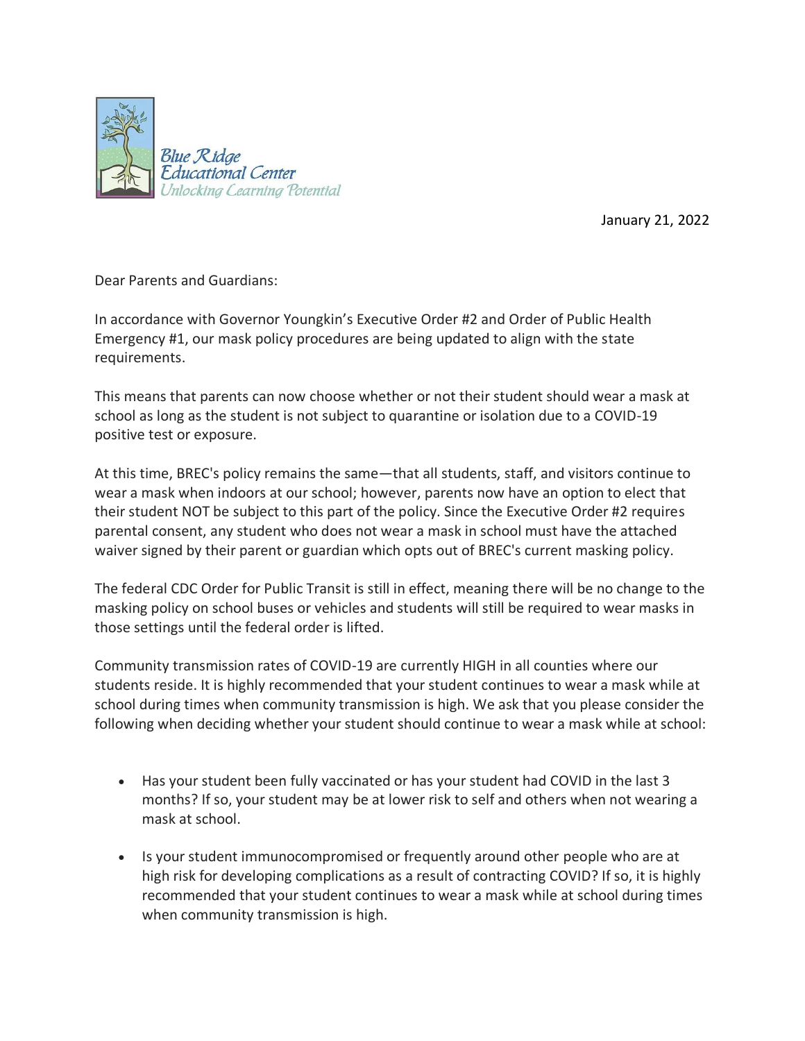Blue Ridge
Educational Center
Unlocking Learning Potential

January 21, 2022

Dear Parents and Guardians:

In accordance with Governor Youngkin's Executive Order #2 and Order of Public Health Emergency #1, our mask policy procedures are being updated to align with the state requirements.

This means that parents can now choose whether or not their student should wear a mask at school as long as the student is not subject to quarantine or isolation due to a COVID-19 positive test or exposure.

At this time, BREC's policy remains the same—that all students, staff, and visitors continue to wear a mask when indoors at our school; however, parents now have an option to elect that their student NOT be subject to this part of the policy. Since the Executive Order #2 requires parental consent, any student who does not wear a mask in school must have the attached waiver signed by their parent or guardian which opts out of BREC's current masking policy.

The federal CDC Order for Public Transit is still in effect, meaning there will be no change to the masking policy on school buses or vehicles and students will still be required to wear masks in those settings until the federal order is lifted.

Community transmission rates of COVID-19 are currently HIGH in all counties where our students reside. It is highly recommended that your student continues to wear a mask while at school during times when community transmission is high. We ask that you please consider the following when deciding whether your student should continue to wear a mask while at school:

- Has your student been fully vaccinated or has your student had COVID in the last 3 months? If so, your student may be at lower risk to self and others when not wearing a mask at school.
- Is your student immunocompromised or frequently around other people who are at high risk for developing complications as a result of contracting COVID? If so, it is highly recommended that your student continues to wear a mask while at school during times when community transmission is high.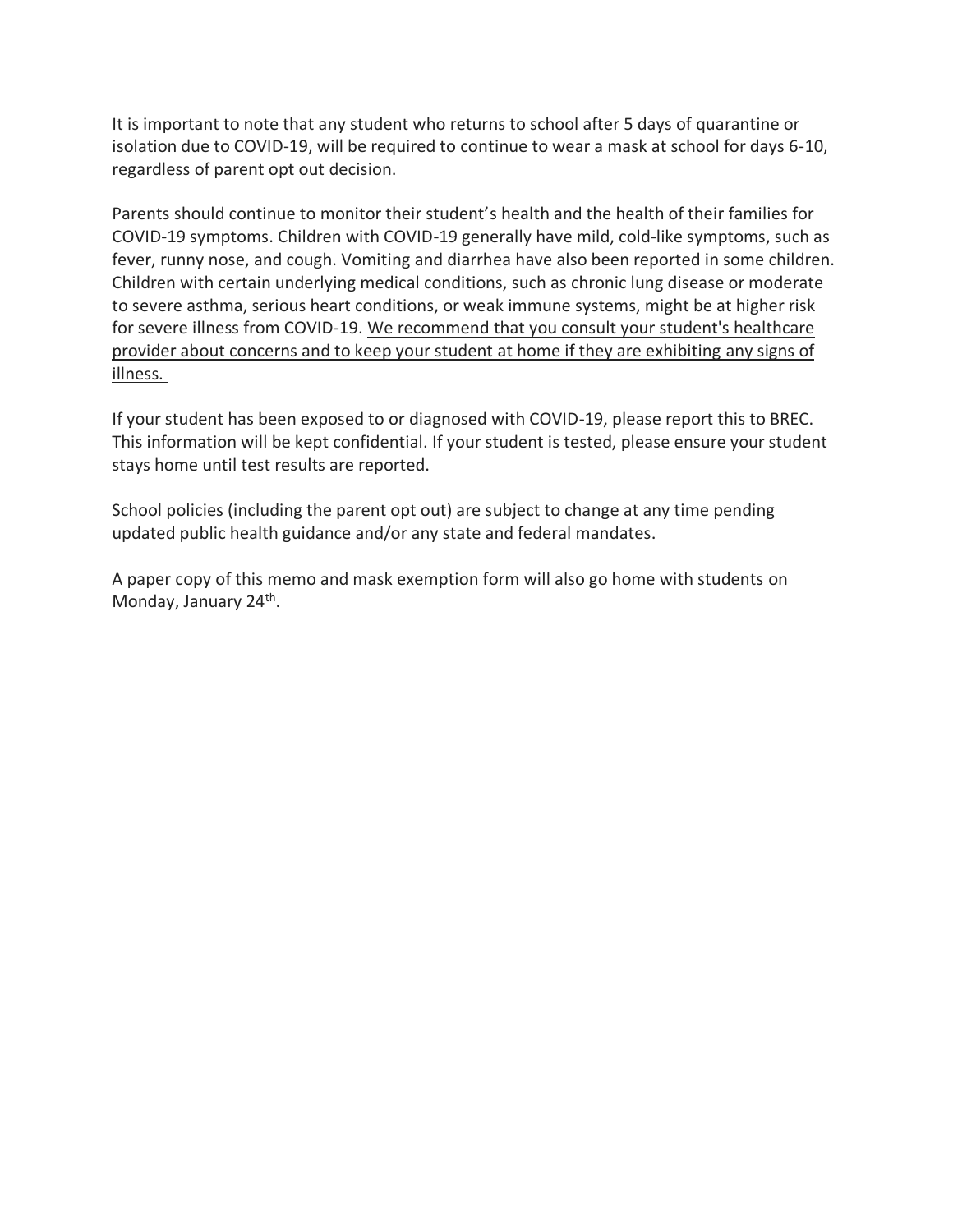It is important to note that any student who returns to school after 5 days of quarantine or isolation due to COVID-19, will be required to continue to wear a mask at school for days 6-10, regardless of parent opt out decision.

Parents should continue to monitor their student's health and the health of their families for COVID-19 symptoms. Children with COVID-19 generally have mild, cold-like symptoms, such as fever, runny nose, and cough. Vomiting and diarrhea have also been reported in some children. Children with certain underlying medical conditions, such as chronic lung disease or moderate to severe asthma, serious heart conditions, or weak immune systems, might be at higher risk for severe illness from COVID-19. <u>We recommend that you consult your student's healthcare provider about concerns and to keep your student at home if they are exhibiting any signs of illness.</u>

If your student has been exposed to or diagnosed with COVID-19, please report this to BREC. This information will be kept confidential. If your student is tested, please ensure your student stays home until test results are reported.

School policies (including the parent opt out) are subject to change at any time pending updated public health guidance and/or any state and federal mandates.

A paper copy of this memo and mask exemption form will also go home with students on Monday, January 24th.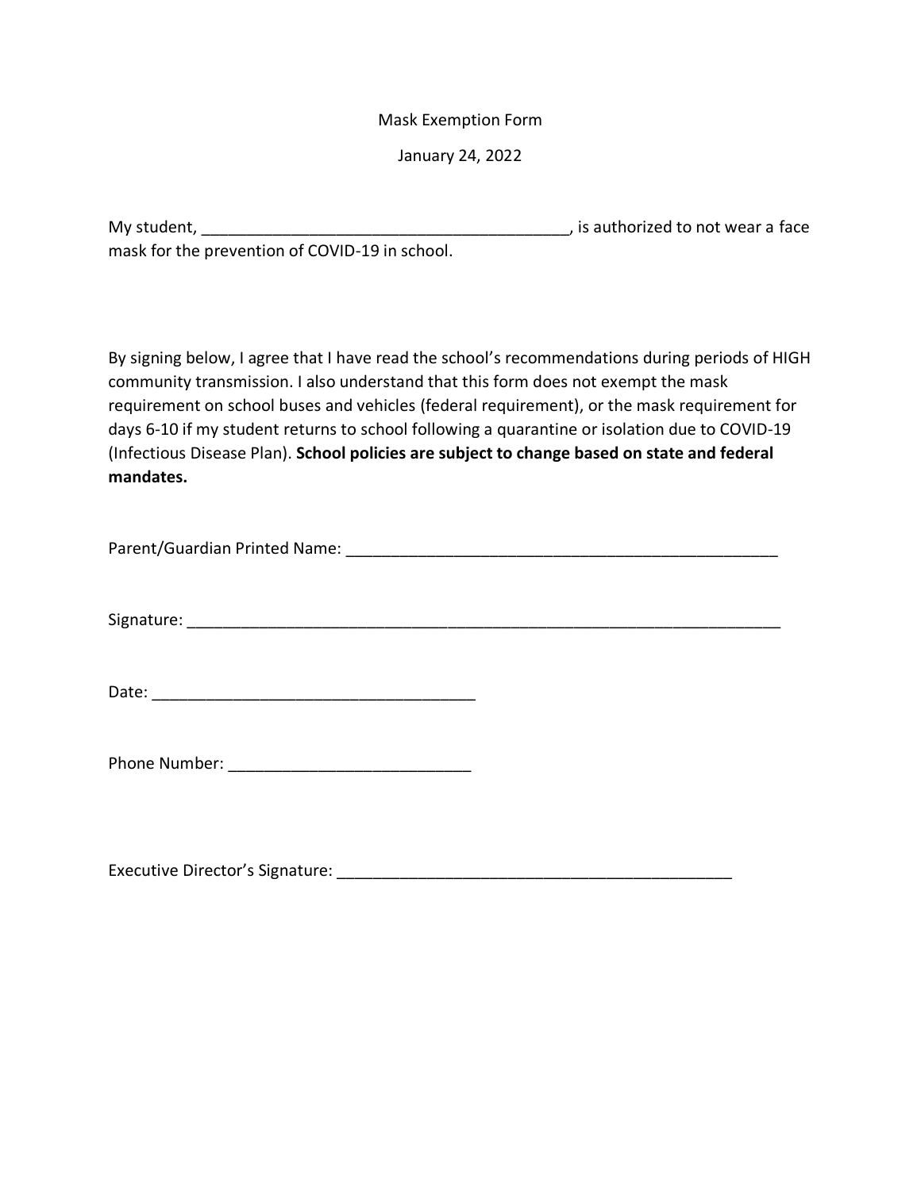Mask Exemption Form

January 24, 2022

My student, ________________________________________, is authorized to not wear a face mask for the prevention of COVID-19 in school.

By signing below, I agree that I have read the school's recommendations during periods of HIGH community transmission. I also understand that this form does not exempt the mask requirement on school buses and vehicles (federal requirement), or the mask requirement for days 6-10 if my student returns to school following a quarantine or isolation due to COVID-19 (Infectious Disease Plan). **School policies are subject to change based on state and federal mandates.**

Parent/Guardian Printed Name: __________________________________________________

Signature: ___________________________________________________________________

Date: ____________________________________

Phone Number: ___________________________

Executive Director's Signature: _____________________________________________